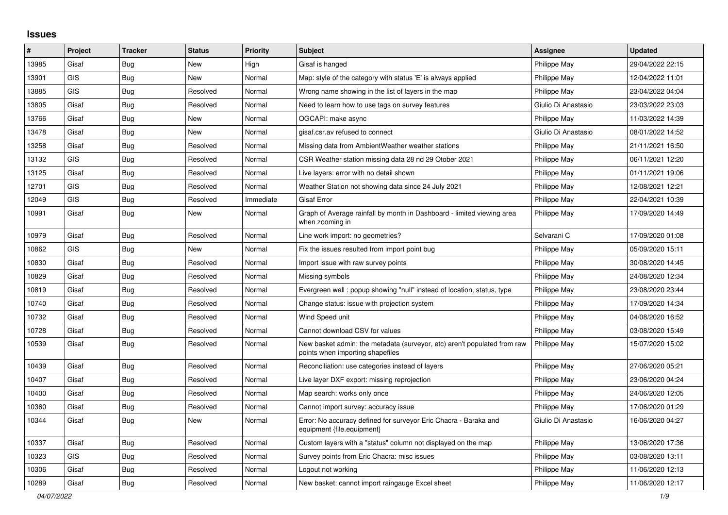# Issues

| # | Project | Tracker | Status | Priority | Subject | Assignee | Updated |
|---|---|---|---|---|---|---|---|
| 13985 | Gisaf | Bug | New | High | Gisaf is hanged | Philippe May | 29/04/2022 22:15 |
| 13901 | GIS | Bug | New | Normal | Map: style of the category with status 'E' is always applied | Philippe May | 12/04/2022 11:01 |
| 13885 | GIS | Bug | Resolved | Normal | Wrong name showing in the list of layers in the map | Philippe May | 23/04/2022 04:04 |
| 13805 | Gisaf | Bug | Resolved | Normal | Need to learn how to use tags on survey features | Giulio Di Anastasio | 23/03/2022 23:03 |
| 13766 | Gisaf | Bug | New | Normal | OGCAPI: make async | Philippe May | 11/03/2022 14:39 |
| 13478 | Gisaf | Bug | New | Normal | gisaf.csr.av refused to connect | Giulio Di Anastasio | 08/01/2022 14:52 |
| 13258 | Gisaf | Bug | Resolved | Normal | Missing data from AmbientWeather weather stations | Philippe May | 21/11/2021 16:50 |
| 13132 | GIS | Bug | Resolved | Normal | CSR Weather station missing data 28 nd 29 Otober 2021 | Philippe May | 06/11/2021 12:20 |
| 13125 | Gisaf | Bug | Resolved | Normal | Live layers: error with no detail shown | Philippe May | 01/11/2021 19:06 |
| 12701 | GIS | Bug | Resolved | Normal | Weather Station not showing data since 24 July 2021 | Philippe May | 12/08/2021 12:21 |
| 12049 | GIS | Bug | Resolved | Immediate | Gisaf Error | Philippe May | 22/04/2021 10:39 |
| 10991 | Gisaf | Bug | New | Normal | Graph of Average rainfall by month in Dashboard - limited viewing area when zooming in | Philippe May | 17/09/2020 14:49 |
| 10979 | Gisaf | Bug | Resolved | Normal | Line work import: no geometries? | Selvarani C | 17/09/2020 01:08 |
| 10862 | GIS | Bug | New | Normal | Fix the issues resulted from import point bug | Philippe May | 05/09/2020 15:11 |
| 10830 | Gisaf | Bug | Resolved | Normal | Import issue with raw survey points | Philippe May | 30/08/2020 14:45 |
| 10829 | Gisaf | Bug | Resolved | Normal | Missing symbols | Philippe May | 24/08/2020 12:34 |
| 10819 | Gisaf | Bug | Resolved | Normal | Evergreen well : popup showing "null" instead of location, status, type | Philippe May | 23/08/2020 23:44 |
| 10740 | Gisaf | Bug | Resolved | Normal | Change status: issue with projection system | Philippe May | 17/09/2020 14:34 |
| 10732 | Gisaf | Bug | Resolved | Normal | Wind Speed unit | Philippe May | 04/08/2020 16:52 |
| 10728 | Gisaf | Bug | Resolved | Normal | Cannot download CSV for values | Philippe May | 03/08/2020 15:49 |
| 10539 | Gisaf | Bug | Resolved | Normal | New basket admin: the metadata (surveyor, etc) aren't populated from raw points when importing shapefiles | Philippe May | 15/07/2020 15:02 |
| 10439 | Gisaf | Bug | Resolved | Normal | Reconciliation: use categories instead of layers | Philippe May | 27/06/2020 05:21 |
| 10407 | Gisaf | Bug | Resolved | Normal | Live layer DXF export: missing reprojection | Philippe May | 23/06/2020 04:24 |
| 10400 | Gisaf | Bug | Resolved | Normal | Map search: works only once | Philippe May | 24/06/2020 12:05 |
| 10360 | Gisaf | Bug | Resolved | Normal | Cannot import survey: accuracy issue | Philippe May | 17/06/2020 01:29 |
| 10344 | Gisaf | Bug | New | Normal | Error: No accuracy defined for surveyor Eric Chacra - Baraka and equipment {file.equipment} | Giulio Di Anastasio | 16/06/2020 04:27 |
| 10337 | Gisaf | Bug | Resolved | Normal | Custom layers with a "status" column not displayed on the map | Philippe May | 13/06/2020 17:36 |
| 10323 | GIS | Bug | Resolved | Normal | Survey points from Eric Chacra: misc issues | Philippe May | 03/08/2020 13:11 |
| 10306 | Gisaf | Bug | Resolved | Normal | Logout not working | Philippe May | 11/06/2020 12:13 |
| 10289 | Gisaf | Bug | Resolved | Normal | New basket: cannot import raingauge Excel sheet | Philippe May | 11/06/2020 12:17 |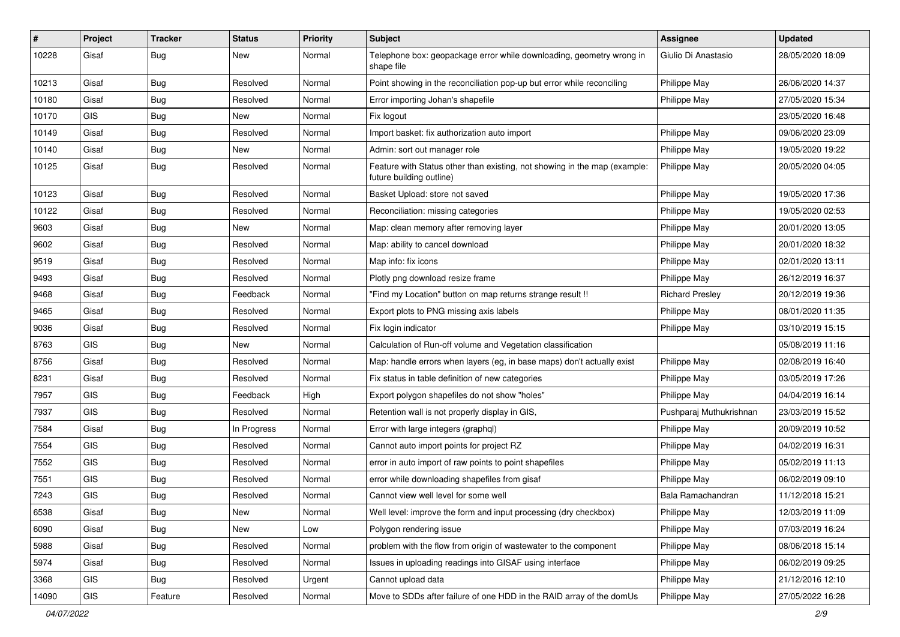| # | Project | Tracker | Status | Priority | Subject | Assignee | Updated |
|---|---|---|---|---|---|---|---|
| 10228 | Gisaf | Bug | New | Normal | Telephone box: geopackage error while downloading, geometry wrong in shape file | Giulio Di Anastasio | 28/05/2020 18:09 |
| 10213 | Gisaf | Bug | Resolved | Normal | Point showing in the reconciliation pop-up but error while reconciling | Philippe May | 26/06/2020 14:37 |
| 10180 | Gisaf | Bug | Resolved | Normal | Error importing Johan's shapefile | Philippe May | 27/05/2020 15:34 |
| 10170 | GIS | Bug | New | Normal | Fix logout | | 23/05/2020 16:48 |
| 10149 | Gisaf | Bug | Resolved | Normal | Import basket: fix authorization auto import | Philippe May | 09/06/2020 23:09 |
| 10140 | Gisaf | Bug | New | Normal | Admin: sort out manager role | Philippe May | 19/05/2020 19:22 |
| 10125 | Gisaf | Bug | Resolved | Normal | Feature with Status other than existing, not showing in the map (example: future building outline) | Philippe May | 20/05/2020 04:05 |
| 10123 | Gisaf | Bug | Resolved | Normal | Basket Upload: store not saved | Philippe May | 19/05/2020 17:36 |
| 10122 | Gisaf | Bug | Resolved | Normal | Reconciliation: missing categories | Philippe May | 19/05/2020 02:53 |
| 9603 | Gisaf | Bug | New | Normal | Map: clean memory after removing layer | Philippe May | 20/01/2020 13:05 |
| 9602 | Gisaf | Bug | Resolved | Normal | Map: ability to cancel download | Philippe May | 20/01/2020 18:32 |
| 9519 | Gisaf | Bug | Resolved | Normal | Map info: fix icons | Philippe May | 02/01/2020 13:11 |
| 9493 | Gisaf | Bug | Resolved | Normal | Plotly png download resize frame | Philippe May | 26/12/2019 16:37 |
| 9468 | Gisaf | Bug | Feedback | Normal | "Find my Location" button on map returns strange result !! | Richard Presley | 20/12/2019 19:36 |
| 9465 | Gisaf | Bug | Resolved | Normal | Export plots to PNG missing axis labels | Philippe May | 08/01/2020 11:35 |
| 9036 | Gisaf | Bug | Resolved | Normal | Fix login indicator | Philippe May | 03/10/2019 15:15 |
| 8763 | GIS | Bug | New | Normal | Calculation of Run-off volume and Vegetation classification | | 05/08/2019 11:16 |
| 8756 | Gisaf | Bug | Resolved | Normal | Map: handle errors when layers (eg, in base maps) don't actually exist | Philippe May | 02/08/2019 16:40 |
| 8231 | Gisaf | Bug | Resolved | Normal | Fix status in table definition of new categories | Philippe May | 03/05/2019 17:26 |
| 7957 | GIS | Bug | Feedback | High | Export polygon shapefiles do not show "holes" | Philippe May | 04/04/2019 16:14 |
| 7937 | GIS | Bug | Resolved | Normal | Retention wall is not properly display in GIS, | Pushparaj Muthukrishnan | 23/03/2019 15:52 |
| 7584 | Gisaf | Bug | In Progress | Normal | Error with large integers (graphql) | Philippe May | 20/09/2019 10:52 |
| 7554 | GIS | Bug | Resolved | Normal | Cannot auto import points for project RZ | Philippe May | 04/02/2019 16:31 |
| 7552 | GIS | Bug | Resolved | Normal | error in auto import of raw points to point shapefiles | Philippe May | 05/02/2019 11:13 |
| 7551 | GIS | Bug | Resolved | Normal | error while downloading shapefiles from gisaf | Philippe May | 06/02/2019 09:10 |
| 7243 | GIS | Bug | Resolved | Normal | Cannot view well level for some well | Bala Ramachandran | 11/12/2018 15:21 |
| 6538 | Gisaf | Bug | New | Normal | Well level: improve the form and input processing (dry checkbox) | Philippe May | 12/03/2019 11:09 |
| 6090 | Gisaf | Bug | New | Low | Polygon rendering issue | Philippe May | 07/03/2019 16:24 |
| 5988 | Gisaf | Bug | Resolved | Normal | problem with the flow from origin of wastewater to the component | Philippe May | 08/06/2018 15:14 |
| 5974 | Gisaf | Bug | Resolved | Normal | Issues in uploading readings into GISAF using interface | Philippe May | 06/02/2019 09:25 |
| 3368 | GIS | Bug | Resolved | Urgent | Cannot upload data | Philippe May | 21/12/2016 12:10 |
| 14090 | GIS | Feature | Resolved | Normal | Move to SDDs after failure of one HDD in the RAID array of the domUs | Philippe May | 27/05/2022 16:28 |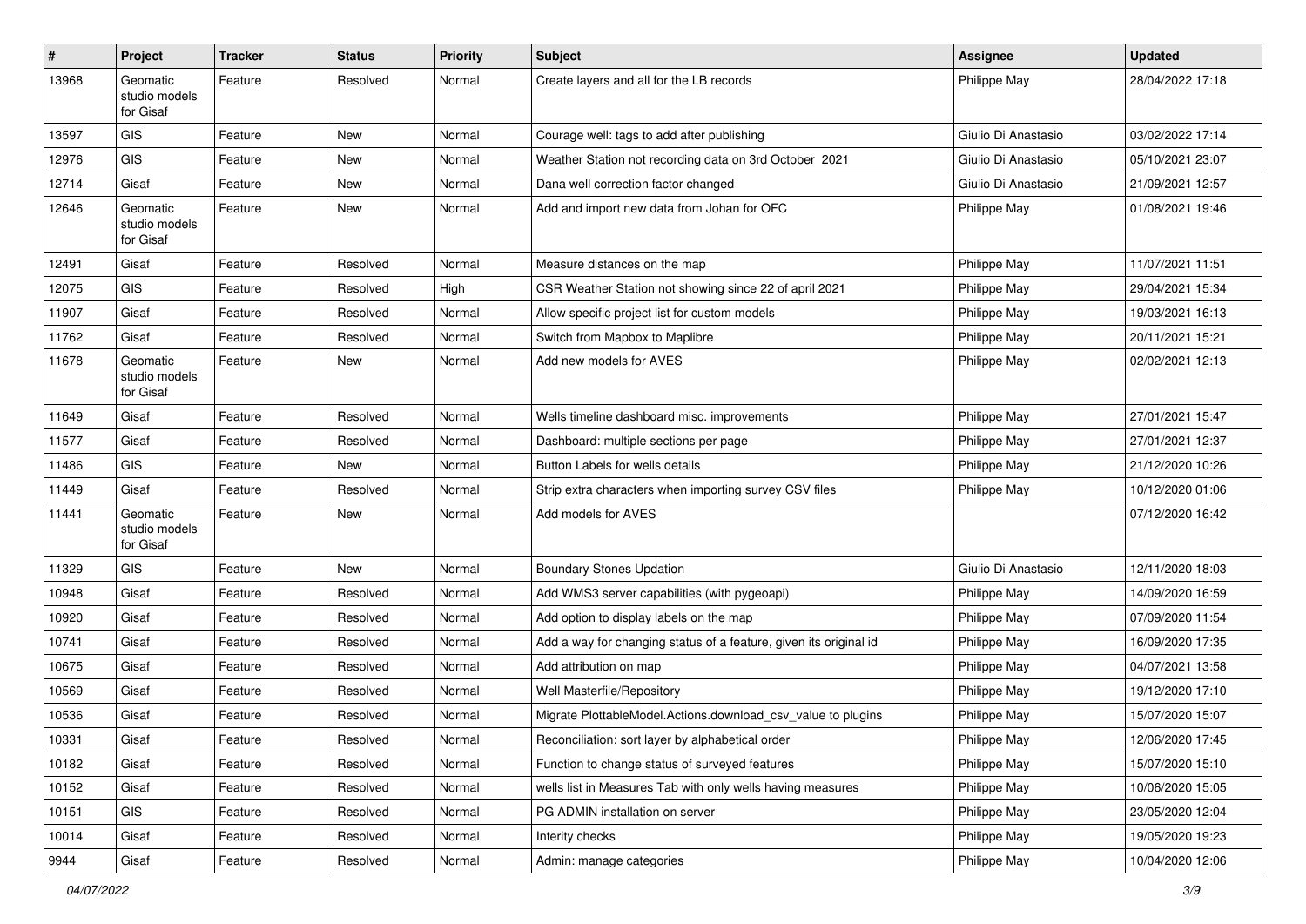| # | Project | Tracker | Status | Priority | Subject | Assignee | Updated |
|---|---|---|---|---|---|---|---|
| 13968 | Geomatic studio models for Gisaf | Feature | Resolved | Normal | Create layers and all for the LB records | Philippe May | 28/04/2022 17:18 |
| 13597 | GIS | Feature | New | Normal | Courage well: tags to add after publishing | Giulio Di Anastasio | 03/02/2022 17:14 |
| 12976 | GIS | Feature | New | Normal | Weather Station not recording data on 3rd October 2021 | Giulio Di Anastasio | 05/10/2021 23:07 |
| 12714 | Gisaf | Feature | New | Normal | Dana well correction factor changed | Giulio Di Anastasio | 21/09/2021 12:57 |
| 12646 | Geomatic studio models for Gisaf | Feature | New | Normal | Add and import new data from Johan for OFC | Philippe May | 01/08/2021 19:46 |
| 12491 | Gisaf | Feature | Resolved | Normal | Measure distances on the map | Philippe May | 11/07/2021 11:51 |
| 12075 | GIS | Feature | Resolved | High | CSR Weather Station not showing since 22 of april 2021 | Philippe May | 29/04/2021 15:34 |
| 11907 | Gisaf | Feature | Resolved | Normal | Allow specific project list for custom models | Philippe May | 19/03/2021 16:13 |
| 11762 | Gisaf | Feature | Resolved | Normal | Switch from Mapbox to Maplibre | Philippe May | 20/11/2021 15:21 |
| 11678 | Geomatic studio models for Gisaf | Feature | New | Normal | Add new models for AVES | Philippe May | 02/02/2021 12:13 |
| 11649 | Gisaf | Feature | Resolved | Normal | Wells timeline dashboard misc. improvements | Philippe May | 27/01/2021 15:47 |
| 11577 | Gisaf | Feature | Resolved | Normal | Dashboard: multiple sections per page | Philippe May | 27/01/2021 12:37 |
| 11486 | GIS | Feature | New | Normal | Button Labels for wells details | Philippe May | 21/12/2020 10:26 |
| 11449 | Gisaf | Feature | Resolved | Normal | Strip extra characters when importing survey CSV files | Philippe May | 10/12/2020 01:06 |
| 11441 | Geomatic studio models for Gisaf | Feature | New | Normal | Add models for AVES | | 07/12/2020 16:42 |
| 11329 | GIS | Feature | New | Normal | Boundary Stones Updation | Giulio Di Anastasio | 12/11/2020 18:03 |
| 10948 | Gisaf | Feature | Resolved | Normal | Add WMS3 server capabilities (with pygeoapi) | Philippe May | 14/09/2020 16:59 |
| 10920 | Gisaf | Feature | Resolved | Normal | Add option to display labels on the map | Philippe May | 07/09/2020 11:54 |
| 10741 | Gisaf | Feature | Resolved | Normal | Add a way for changing status of a feature, given its original id | Philippe May | 16/09/2020 17:35 |
| 10675 | Gisaf | Feature | Resolved | Normal | Add attribution on map | Philippe May | 04/07/2021 13:58 |
| 10569 | Gisaf | Feature | Resolved | Normal | Well Masterfile/Repository | Philippe May | 19/12/2020 17:10 |
| 10536 | Gisaf | Feature | Resolved | Normal | Migrate PlottableModel.Actions.download_csv_value to plugins | Philippe May | 15/07/2020 15:07 |
| 10331 | Gisaf | Feature | Resolved | Normal | Reconciliation: sort layer by alphabetical order | Philippe May | 12/06/2020 17:45 |
| 10182 | Gisaf | Feature | Resolved | Normal | Function to change status of surveyed features | Philippe May | 15/07/2020 15:10 |
| 10152 | Gisaf | Feature | Resolved | Normal | wells list in Measures Tab with only wells having measures | Philippe May | 10/06/2020 15:05 |
| 10151 | GIS | Feature | Resolved | Normal | PG ADMIN installation on server | Philippe May | 23/05/2020 12:04 |
| 10014 | Gisaf | Feature | Resolved | Normal | Interity checks | Philippe May | 19/05/2020 19:23 |
| 9944 | Gisaf | Feature | Resolved | Normal | Admin: manage categories | Philippe May | 10/04/2020 12:06 |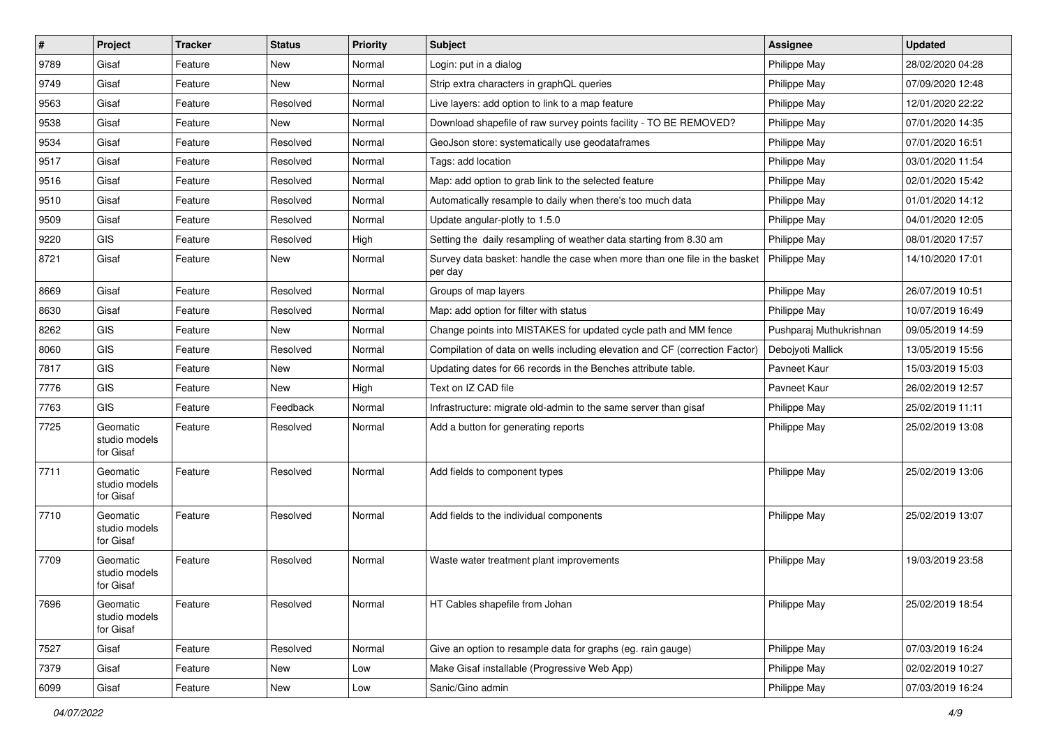| # | Project | Tracker | Status | Priority | Subject | Assignee | Updated |
|---|---|---|---|---|---|---|---|
| 9789 | Gisaf | Feature | New | Normal | Login: put in a dialog | Philippe May | 28/02/2020 04:28 |
| 9749 | Gisaf | Feature | New | Normal | Strip extra characters in graphQL queries | Philippe May | 07/09/2020 12:48 |
| 9563 | Gisaf | Feature | Resolved | Normal | Live layers: add option to link to a map feature | Philippe May | 12/01/2020 22:22 |
| 9538 | Gisaf | Feature | New | Normal | Download shapefile of raw survey points facility - TO BE REMOVED? | Philippe May | 07/01/2020 14:35 |
| 9534 | Gisaf | Feature | Resolved | Normal | GeoJson store: systematically use geodataframes | Philippe May | 07/01/2020 16:51 |
| 9517 | Gisaf | Feature | Resolved | Normal | Tags: add location | Philippe May | 03/01/2020 11:54 |
| 9516 | Gisaf | Feature | Resolved | Normal | Map: add option to grab link to the selected feature | Philippe May | 02/01/2020 15:42 |
| 9510 | Gisaf | Feature | Resolved | Normal | Automatically resample to daily when there's too much data | Philippe May | 01/01/2020 14:12 |
| 9509 | Gisaf | Feature | Resolved | Normal | Update angular-plotly to 1.5.0 | Philippe May | 04/01/2020 12:05 |
| 9220 | GIS | Feature | Resolved | High | Setting the daily resampling of weather data starting from 8.30 am | Philippe May | 08/01/2020 17:57 |
| 8721 | Gisaf | Feature | New | Normal | Survey data basket: handle the case when more than one file in the basket per day | Philippe May | 14/10/2020 17:01 |
| 8669 | Gisaf | Feature | Resolved | Normal | Groups of map layers | Philippe May | 26/07/2019 10:51 |
| 8630 | Gisaf | Feature | Resolved | Normal | Map: add option for filter with status | Philippe May | 10/07/2019 16:49 |
| 8262 | GIS | Feature | New | Normal | Change points into MISTAKES for updated cycle path and MM fence | Pushparaj Muthukrishnan | 09/05/2019 14:59 |
| 8060 | GIS | Feature | Resolved | Normal | Compilation of data on wells including elevation and CF (correction Factor) | Debojyoti Mallick | 13/05/2019 15:56 |
| 7817 | GIS | Feature | New | Normal | Updating dates for 66 records in the Benches attribute table. | Pavneet Kaur | 15/03/2019 15:03 |
| 7776 | GIS | Feature | New | High | Text on IZ CAD file | Pavneet Kaur | 26/02/2019 12:57 |
| 7763 | GIS | Feature | Feedback | Normal | Infrastructure: migrate old-admin to the same server than gisaf | Philippe May | 25/02/2019 11:11 |
| 7725 | Geomatic studio models for Gisaf | Feature | Resolved | Normal | Add a button for generating reports | Philippe May | 25/02/2019 13:08 |
| 7711 | Geomatic studio models for Gisaf | Feature | Resolved | Normal | Add fields to component types | Philippe May | 25/02/2019 13:06 |
| 7710 | Geomatic studio models for Gisaf | Feature | Resolved | Normal | Add fields to the individual components | Philippe May | 25/02/2019 13:07 |
| 7709 | Geomatic studio models for Gisaf | Feature | Resolved | Normal | Waste water treatment plant improvements | Philippe May | 19/03/2019 23:58 |
| 7696 | Geomatic studio models for Gisaf | Feature | Resolved | Normal | HT Cables shapefile from Johan | Philippe May | 25/02/2019 18:54 |
| 7527 | Gisaf | Feature | Resolved | Normal | Give an option to resample data for graphs (eg. rain gauge) | Philippe May | 07/03/2019 16:24 |
| 7379 | Gisaf | Feature | New | Low | Make Gisaf installable (Progressive Web App) | Philippe May | 02/02/2019 10:27 |
| 6099 | Gisaf | Feature | New | Low | Sanic/Gino admin | Philippe May | 07/03/2019 16:24 |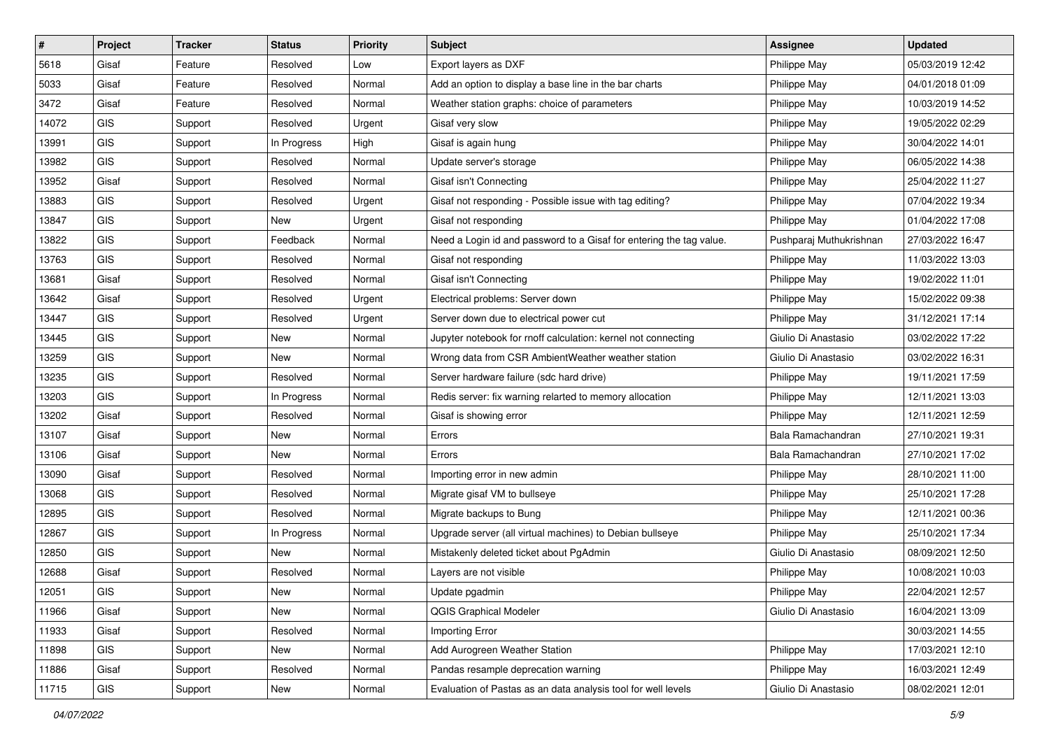| # | Project | Tracker | Status | Priority | Subject | Assignee | Updated |
|---|---|---|---|---|---|---|---|
| 5618 | Gisaf | Feature | Resolved | Low | Export layers as DXF | Philippe May | 05/03/2019 12:42 |
| 5033 | Gisaf | Feature | Resolved | Normal | Add an option to display a base line in the bar charts | Philippe May | 04/01/2018 01:09 |
| 3472 | Gisaf | Feature | Resolved | Normal | Weather station graphs: choice of parameters | Philippe May | 10/03/2019 14:52 |
| 14072 | GIS | Support | Resolved | Urgent | Gisaf very slow | Philippe May | 19/05/2022 02:29 |
| 13991 | GIS | Support | In Progress | High | Gisaf is again hung | Philippe May | 30/04/2022 14:01 |
| 13982 | GIS | Support | Resolved | Normal | Update server's storage | Philippe May | 06/05/2022 14:38 |
| 13952 | Gisaf | Support | Resolved | Normal | Gisaf isn't Connecting | Philippe May | 25/04/2022 11:27 |
| 13883 | GIS | Support | Resolved | Urgent | Gisaf not responding - Possible issue with tag editing? | Philippe May | 07/04/2022 19:34 |
| 13847 | GIS | Support | New | Urgent | Gisaf not responding | Philippe May | 01/04/2022 17:08 |
| 13822 | GIS | Support | Feedback | Normal | Need a Login id and password to a Gisaf for entering the tag value. | Pushparaj Muthukrishnan | 27/03/2022 16:47 |
| 13763 | GIS | Support | Resolved | Normal | Gisaf not responding | Philippe May | 11/03/2022 13:03 |
| 13681 | Gisaf | Support | Resolved | Normal | Gisaf isn't Connecting | Philippe May | 19/02/2022 11:01 |
| 13642 | Gisaf | Support | Resolved | Urgent | Electrical problems: Server down | Philippe May | 15/02/2022 09:38 |
| 13447 | GIS | Support | Resolved | Urgent | Server down due to electrical power cut | Philippe May | 31/12/2021 17:14 |
| 13445 | GIS | Support | New | Normal | Jupyter notebook for rnoff calculation: kernel not connecting | Giulio Di Anastasio | 03/02/2022 17:22 |
| 13259 | GIS | Support | New | Normal | Wrong data from CSR AmbientWeather weather station | Giulio Di Anastasio | 03/02/2022 16:31 |
| 13235 | GIS | Support | Resolved | Normal | Server hardware failure (sdc hard drive) | Philippe May | 19/11/2021 17:59 |
| 13203 | GIS | Support | In Progress | Normal | Redis server: fix warning relarted to memory allocation | Philippe May | 12/11/2021 13:03 |
| 13202 | Gisaf | Support | Resolved | Normal | Gisaf is showing error | Philippe May | 12/11/2021 12:59 |
| 13107 | Gisaf | Support | New | Normal | Errors | Bala Ramachandran | 27/10/2021 19:31 |
| 13106 | Gisaf | Support | New | Normal | Errors | Bala Ramachandran | 27/10/2021 17:02 |
| 13090 | Gisaf | Support | Resolved | Normal | Importing error in new admin | Philippe May | 28/10/2021 11:00 |
| 13068 | GIS | Support | Resolved | Normal | Migrate gisaf VM to bullseye | Philippe May | 25/10/2021 17:28 |
| 12895 | GIS | Support | Resolved | Normal | Migrate backups to Bung | Philippe May | 12/11/2021 00:36 |
| 12867 | GIS | Support | In Progress | Normal | Upgrade server (all virtual machines) to Debian bullseye | Philippe May | 25/10/2021 17:34 |
| 12850 | GIS | Support | New | Normal | Mistakenly deleted ticket about PgAdmin | Giulio Di Anastasio | 08/09/2021 12:50 |
| 12688 | Gisaf | Support | Resolved | Normal | Layers are not visible | Philippe May | 10/08/2021 10:03 |
| 12051 | GIS | Support | New | Normal | Update pgadmin | Philippe May | 22/04/2021 12:57 |
| 11966 | Gisaf | Support | New | Normal | QGIS Graphical Modeler | Giulio Di Anastasio | 16/04/2021 13:09 |
| 11933 | Gisaf | Support | Resolved | Normal | Importing Error | | 30/03/2021 14:55 |
| 11898 | GIS | Support | New | Normal | Add Aurogreen Weather Station | Philippe May | 17/03/2021 12:10 |
| 11886 | Gisaf | Support | Resolved | Normal | Pandas resample deprecation warning | Philippe May | 16/03/2021 12:49 |
| 11715 | GIS | Support | New | Normal | Evaluation of Pastas as an data analysis tool for well levels | Giulio Di Anastasio | 08/02/2021 12:01 |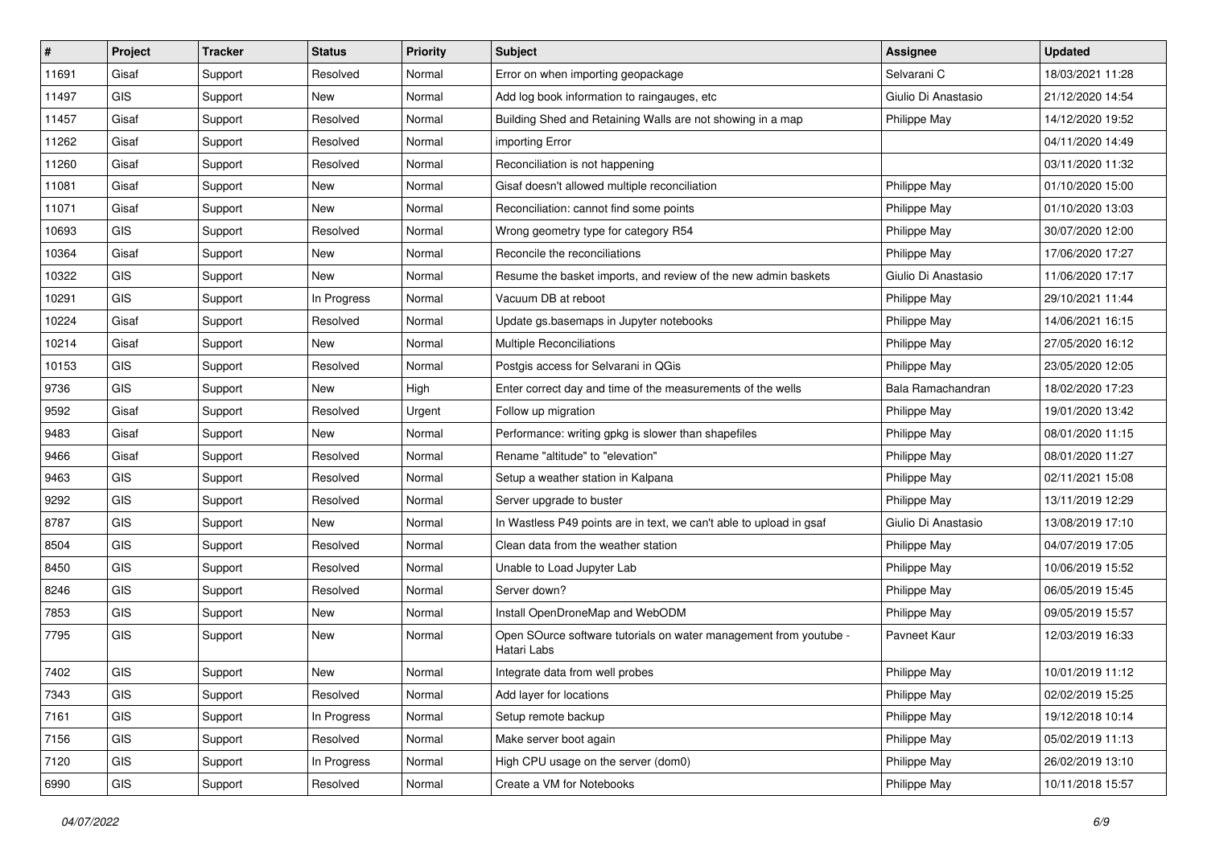| # | Project | Tracker | Status | Priority | Subject | Assignee | Updated |
|---|---|---|---|---|---|---|---|
| 11691 | Gisaf | Support | Resolved | Normal | Error on when importing geopackage | Selvarani C | 18/03/2021 11:28 |
| 11497 | GIS | Support | New | Normal | Add log book information to raingauges, etc | Giulio Di Anastasio | 21/12/2020 14:54 |
| 11457 | Gisaf | Support | Resolved | Normal | Building Shed and Retaining Walls are not showing in a map | Philippe May | 14/12/2020 19:52 |
| 11262 | Gisaf | Support | Resolved | Normal | importing Error | | 04/11/2020 14:49 |
| 11260 | Gisaf | Support | Resolved | Normal | Reconciliation is not happening | | 03/11/2020 11:32 |
| 11081 | Gisaf | Support | New | Normal | Gisaf doesn't allowed multiple reconciliation | Philippe May | 01/10/2020 15:00 |
| 11071 | Gisaf | Support | New | Normal | Reconciliation: cannot find some points | Philippe May | 01/10/2020 13:03 |
| 10693 | GIS | Support | Resolved | Normal | Wrong geometry type for category R54 | Philippe May | 30/07/2020 12:00 |
| 10364 | Gisaf | Support | New | Normal | Reconcile the reconciliations | Philippe May | 17/06/2020 17:27 |
| 10322 | GIS | Support | New | Normal | Resume the basket imports, and review of the new admin baskets | Giulio Di Anastasio | 11/06/2020 17:17 |
| 10291 | GIS | Support | In Progress | Normal | Vacuum DB at reboot | Philippe May | 29/10/2021 11:44 |
| 10224 | Gisaf | Support | Resolved | Normal | Update gs.basemaps in Jupyter notebooks | Philippe May | 14/06/2021 16:15 |
| 10214 | Gisaf | Support | New | Normal | Multiple Reconciliations | Philippe May | 27/05/2020 16:12 |
| 10153 | GIS | Support | Resolved | Normal | Postgis access for Selvarani in QGis | Philippe May | 23/05/2020 12:05 |
| 9736 | GIS | Support | New | High | Enter correct day and time of the measurements of the wells | Bala Ramachandran | 18/02/2020 17:23 |
| 9592 | Gisaf | Support | Resolved | Urgent | Follow up migration | Philippe May | 19/01/2020 13:42 |
| 9483 | Gisaf | Support | New | Normal | Performance: writing gpkg is slower than shapefiles | Philippe May | 08/01/2020 11:15 |
| 9466 | Gisaf | Support | Resolved | Normal | Rename "altitude" to "elevation" | Philippe May | 08/01/2020 11:27 |
| 9463 | GIS | Support | Resolved | Normal | Setup a weather station in Kalpana | Philippe May | 02/11/2021 15:08 |
| 9292 | GIS | Support | Resolved | Normal | Server upgrade to buster | Philippe May | 13/11/2019 12:29 |
| 8787 | GIS | Support | New | Normal | In Wastless P49 points are in text, we can't able to upload in gsaf | Giulio Di Anastasio | 13/08/2019 17:10 |
| 8504 | GIS | Support | Resolved | Normal | Clean data from the weather station | Philippe May | 04/07/2019 17:05 |
| 8450 | GIS | Support | Resolved | Normal | Unable to Load Jupyter Lab | Philippe May | 10/06/2019 15:52 |
| 8246 | GIS | Support | Resolved | Normal | Server down? | Philippe May | 06/05/2019 15:45 |
| 7853 | GIS | Support | New | Normal | Install OpenDroneMap and WebODM | Philippe May | 09/05/2019 15:57 |
| 7795 | GIS | Support | New | Normal | Open SOurce software tutorials on water management from youtube - Hatari Labs | Pavneet Kaur | 12/03/2019 16:33 |
| 7402 | GIS | Support | New | Normal | Integrate data from well probes | Philippe May | 10/01/2019 11:12 |
| 7343 | GIS | Support | Resolved | Normal | Add layer for locations | Philippe May | 02/02/2019 15:25 |
| 7161 | GIS | Support | In Progress | Normal | Setup remote backup | Philippe May | 19/12/2018 10:14 |
| 7156 | GIS | Support | Resolved | Normal | Make server boot again | Philippe May | 05/02/2019 11:13 |
| 7120 | GIS | Support | In Progress | Normal | High CPU usage on the server (dom0) | Philippe May | 26/02/2019 13:10 |
| 6990 | GIS | Support | Resolved | Normal | Create a VM for Notebooks | Philippe May | 10/11/2018 15:57 |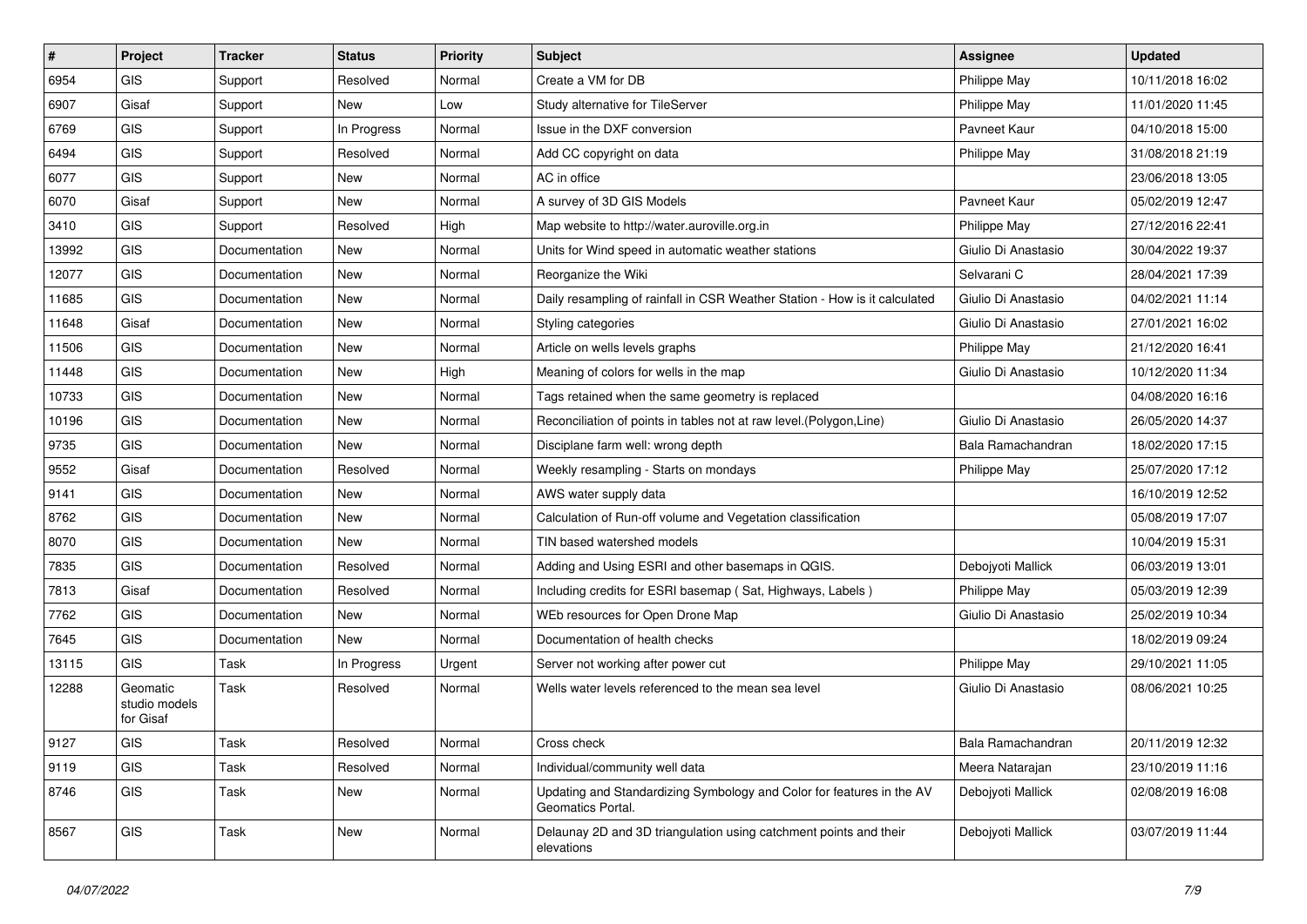| # | Project | Tracker | Status | Priority | Subject | Assignee | Updated |
|---|---|---|---|---|---|---|---|
| 6954 | GIS | Support | Resolved | Normal | Create a VM for DB | Philippe May | 10/11/2018 16:02 |
| 6907 | Gisaf | Support | New | Low | Study alternative for TileServer | Philippe May | 11/01/2020 11:45 |
| 6769 | GIS | Support | In Progress | Normal | Issue in the DXF conversion | Pavneet Kaur | 04/10/2018 15:00 |
| 6494 | GIS | Support | Resolved | Normal | Add CC copyright on data | Philippe May | 31/08/2018 21:19 |
| 6077 | GIS | Support | New | Normal | AC in office | | 23/06/2018 13:05 |
| 6070 | Gisaf | Support | New | Normal | A survey of 3D GIS Models | Pavneet Kaur | 05/02/2019 12:47 |
| 3410 | GIS | Support | Resolved | High | Map website to http://water.auroville.org.in | Philippe May | 27/12/2016 22:41 |
| 13992 | GIS | Documentation | New | Normal | Units for Wind speed in automatic weather stations | Giulio Di Anastasio | 30/04/2022 19:37 |
| 12077 | GIS | Documentation | New | Normal | Reorganize the Wiki | Selvarani C | 28/04/2021 17:39 |
| 11685 | GIS | Documentation | New | Normal | Daily resampling of rainfall in CSR Weather Station - How is it calculated | Giulio Di Anastasio | 04/02/2021 11:14 |
| 11648 | Gisaf | Documentation | New | Normal | Styling categories | Giulio Di Anastasio | 27/01/2021 16:02 |
| 11506 | GIS | Documentation | New | Normal | Article on wells levels graphs | Philippe May | 21/12/2020 16:41 |
| 11448 | GIS | Documentation | New | High | Meaning of colors for wells in the map | Giulio Di Anastasio | 10/12/2020 11:34 |
| 10733 | GIS | Documentation | New | Normal | Tags retained when the same geometry is replaced | | 04/08/2020 16:16 |
| 10196 | GIS | Documentation | New | Normal | Reconciliation of points in tables not at raw level.(Polygon,Line) | Giulio Di Anastasio | 26/05/2020 14:37 |
| 9735 | GIS | Documentation | New | Normal | Disciplane farm well: wrong depth | Bala Ramachandran | 18/02/2020 17:15 |
| 9552 | Gisaf | Documentation | Resolved | Normal | Weekly resampling - Starts on mondays | Philippe May | 25/07/2020 17:12 |
| 9141 | GIS | Documentation | New | Normal | AWS water supply data | | 16/10/2019 12:52 |
| 8762 | GIS | Documentation | New | Normal | Calculation of Run-off volume and Vegetation classification | | 05/08/2019 17:07 |
| 8070 | GIS | Documentation | New | Normal | TIN based watershed models | | 10/04/2019 15:31 |
| 7835 | GIS | Documentation | Resolved | Normal | Adding and Using ESRI and other basemaps in QGIS. | Debojyoti Mallick | 06/03/2019 13:01 |
| 7813 | Gisaf | Documentation | Resolved | Normal | Including credits for ESRI basemap ( Sat, Highways, Labels ) | Philippe May | 05/03/2019 12:39 |
| 7762 | GIS | Documentation | New | Normal | WEb resources for Open Drone Map | Giulio Di Anastasio | 25/02/2019 10:34 |
| 7645 | GIS | Documentation | New | Normal | Documentation of health checks | | 18/02/2019 09:24 |
| 13115 | GIS | Task | In Progress | Urgent | Server not working after power cut | Philippe May | 29/10/2021 11:05 |
| 12288 | Geomatic studio models for Gisaf | Task | Resolved | Normal | Wells water levels referenced to the mean sea level | Giulio Di Anastasio | 08/06/2021 10:25 |
| 9127 | GIS | Task | Resolved | Normal | Cross check | Bala Ramachandran | 20/11/2019 12:32 |
| 9119 | GIS | Task | Resolved | Normal | Individual/community well data | Meera Natarajan | 23/10/2019 11:16 |
| 8746 | GIS | Task | New | Normal | Updating and Standardizing Symbology and Color for features in the AV Geomatics Portal. | Debojyoti Mallick | 02/08/2019 16:08 |
| 8567 | GIS | Task | New | Normal | Delaunay 2D and 3D triangulation using catchment points and their elevations | Debojyoti Mallick | 03/07/2019 11:44 |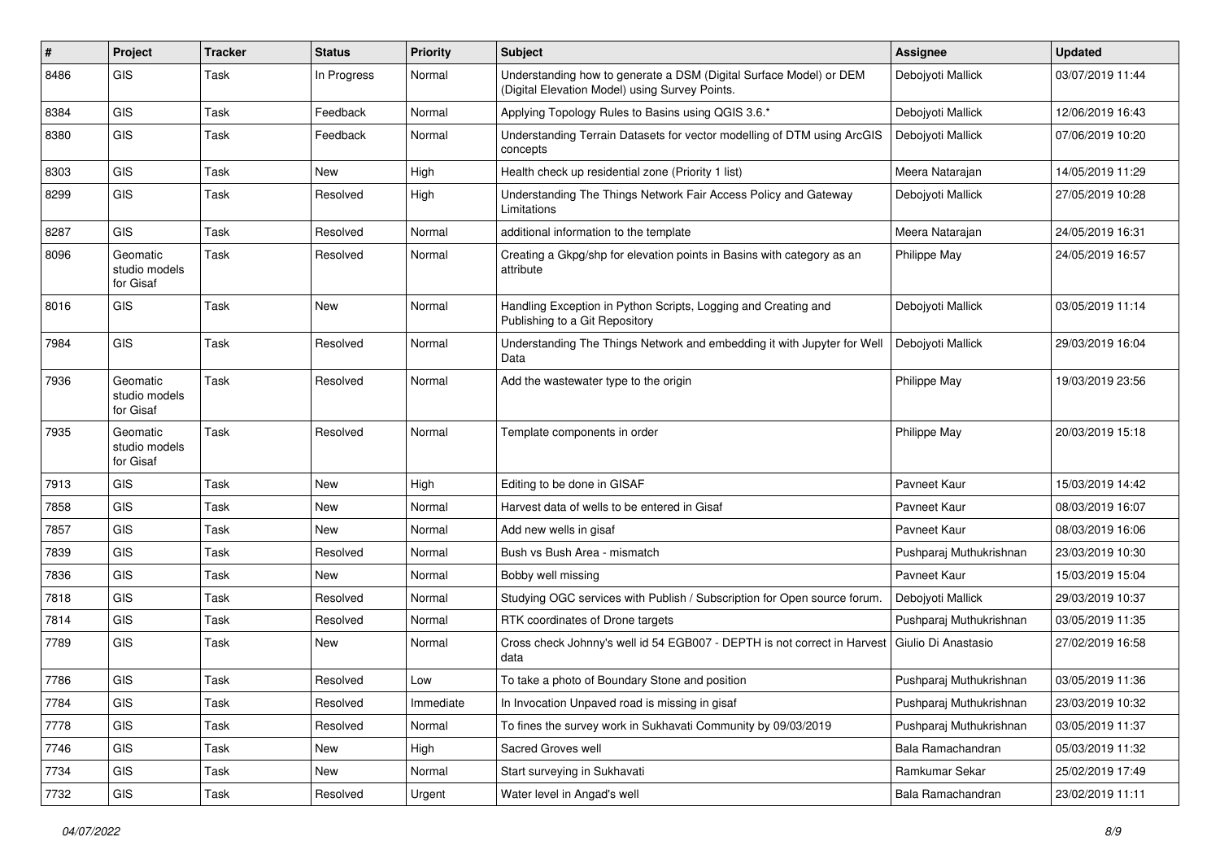| # | Project | Tracker | Status | Priority | Subject | Assignee | Updated |
| --- | --- | --- | --- | --- | --- | --- | --- |
| 8486 | GIS | Task | In Progress | Normal | Understanding how to generate a DSM (Digital Surface Model) or DEM (Digital Elevation Model) using Survey Points. | Debojyoti Mallick | 03/07/2019 11:44 |
| 8384 | GIS | Task | Feedback | Normal | Applying Topology Rules to Basins using QGIS 3.6.* | Debojyoti Mallick | 12/06/2019 16:43 |
| 8380 | GIS | Task | Feedback | Normal | Understanding Terrain Datasets for vector modelling of DTM using ArcGIS concepts | Debojyoti Mallick | 07/06/2019 10:20 |
| 8303 | GIS | Task | New | High | Health check up residential zone (Priority 1 list) | Meera Natarajan | 14/05/2019 11:29 |
| 8299 | GIS | Task | Resolved | High | Understanding The Things Network Fair Access Policy and Gateway Limitations | Debojyoti Mallick | 27/05/2019 10:28 |
| 8287 | GIS | Task | Resolved | Normal | additional information to the template | Meera Natarajan | 24/05/2019 16:31 |
| 8096 | Geomatic studio models for Gisaf | Task | Resolved | Normal | Creating a Gkpg/shp for elevation points in Basins with category as an attribute | Philippe May | 24/05/2019 16:57 |
| 8016 | GIS | Task | New | Normal | Handling Exception in Python Scripts, Logging and Creating and Publishing to a Git Repository | Debojyoti Mallick | 03/05/2019 11:14 |
| 7984 | GIS | Task | Resolved | Normal | Understanding The Things Network and embedding it with Jupyter for Well Data | Debojyoti Mallick | 29/03/2019 16:04 |
| 7936 | Geomatic studio models for Gisaf | Task | Resolved | Normal | Add the wastewater type to the origin | Philippe May | 19/03/2019 23:56 |
| 7935 | Geomatic studio models for Gisaf | Task | Resolved | Normal | Template components in order | Philippe May | 20/03/2019 15:18 |
| 7913 | GIS | Task | New | High | Editing to be done in GISAF | Pavneet Kaur | 15/03/2019 14:42 |
| 7858 | GIS | Task | New | Normal | Harvest data of wells to be entered in Gisaf | Pavneet Kaur | 08/03/2019 16:07 |
| 7857 | GIS | Task | New | Normal | Add new wells in gisaf | Pavneet Kaur | 08/03/2019 16:06 |
| 7839 | GIS | Task | Resolved | Normal | Bush vs Bush Area - mismatch | Pushparaj Muthukrishnan | 23/03/2019 10:30 |
| 7836 | GIS | Task | New | Normal | Bobby well missing | Pavneet Kaur | 15/03/2019 15:04 |
| 7818 | GIS | Task | Resolved | Normal | Studying OGC services with Publish / Subscription for Open source forum. | Debojyoti Mallick | 29/03/2019 10:37 |
| 7814 | GIS | Task | Resolved | Normal | RTK coordinates of Drone targets | Pushparaj Muthukrishnan | 03/05/2019 11:35 |
| 7789 | GIS | Task | New | Normal | Cross check Johnny's well id 54 EGB007 - DEPTH is not correct in Harvest data | Giulio Di Anastasio | 27/02/2019 16:58 |
| 7786 | GIS | Task | Resolved | Low | To take a photo of Boundary Stone and position | Pushparaj Muthukrishnan | 03/05/2019 11:36 |
| 7784 | GIS | Task | Resolved | Immediate | In Invocation Unpaved road is missing in gisaf | Pushparaj Muthukrishnan | 23/03/2019 10:32 |
| 7778 | GIS | Task | Resolved | Normal | To fines the survey work in Sukhavati Community by 09/03/2019 | Pushparaj Muthukrishnan | 03/05/2019 11:37 |
| 7746 | GIS | Task | New | High | Sacred Groves well | Bala Ramachandran | 05/03/2019 11:32 |
| 7734 | GIS | Task | New | Normal | Start surveying in Sukhavati | Ramkumar Sekar | 25/02/2019 17:49 |
| 7732 | GIS | Task | Resolved | Urgent | Water level in Angad's well | Bala Ramachandran | 23/02/2019 11:11 |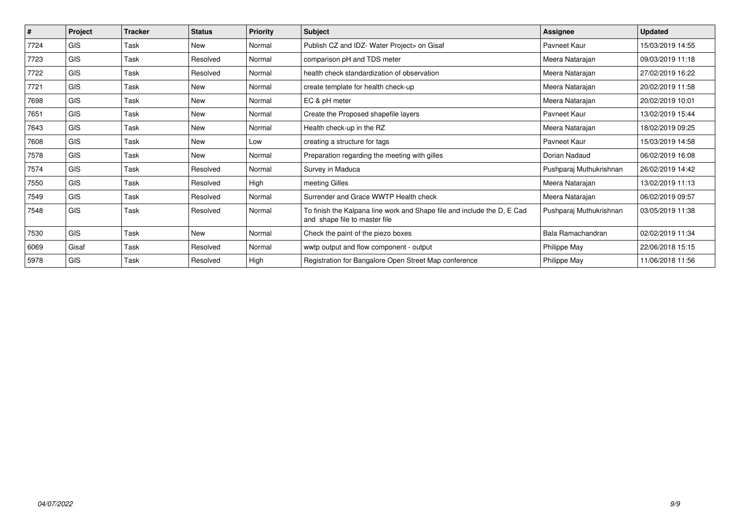| # | Project | Tracker | Status | Priority | Subject | Assignee | Updated |
|---|---|---|---|---|---|---|---|
| 7724 | GIS | Task | New | Normal | Publish CZ and IDZ- Water Project> on Gisaf | Pavneet Kaur | 15/03/2019 14:55 |
| 7723 | GIS | Task | Resolved | Normal | comparison pH and TDS meter | Meera Natarajan | 09/03/2019 11:18 |
| 7722 | GIS | Task | Resolved | Normal | health check standardization of observation | Meera Natarajan | 27/02/2019 16:22 |
| 7721 | GIS | Task | New | Normal | create template for health check-up | Meera Natarajan | 20/02/2019 11:58 |
| 7698 | GIS | Task | New | Normal | EC & pH meter | Meera Natarajan | 20/02/2019 10:01 |
| 7651 | GIS | Task | New | Normal | Create the Proposed shapefile layers | Pavneet Kaur | 13/02/2019 15:44 |
| 7643 | GIS | Task | New | Normal | Health check-up in the RZ | Meera Natarajan | 18/02/2019 09:25 |
| 7608 | GIS | Task | New | Low | creating a structure for tags | Pavneet Kaur | 15/03/2019 14:58 |
| 7578 | GIS | Task | New | Normal | Preparation regarding the meeting with gilles | Dorian Nadaud | 06/02/2019 16:08 |
| 7574 | GIS | Task | Resolved | Normal | Survey in Maduca | Pushparaj Muthukrishnan | 26/02/2019 14:42 |
| 7550 | GIS | Task | Resolved | High | meeting Gilles | Meera Natarajan | 13/02/2019 11:13 |
| 7549 | GIS | Task | Resolved | Normal | Surrender and Grace WWTP Health check | Meera Natarajan | 06/02/2019 09:57 |
| 7548 | GIS | Task | Resolved | Normal | To finish the Kalpana line work and Shape file and include the D, E Cad and shape file to master file | Pushparaj Muthukrishnan | 03/05/2019 11:38 |
| 7530 | GIS | Task | New | Normal | Check the paint of the piezo boxes | Bala Ramachandran | 02/02/2019 11:34 |
| 6069 | Gisaf | Task | Resolved | Normal | wwtp output and flow component - output | Philippe May | 22/06/2018 15:15 |
| 5978 | GIS | Task | Resolved | High | Registration for Bangalore Open Street Map conference | Philippe May | 11/06/2018 11:56 |